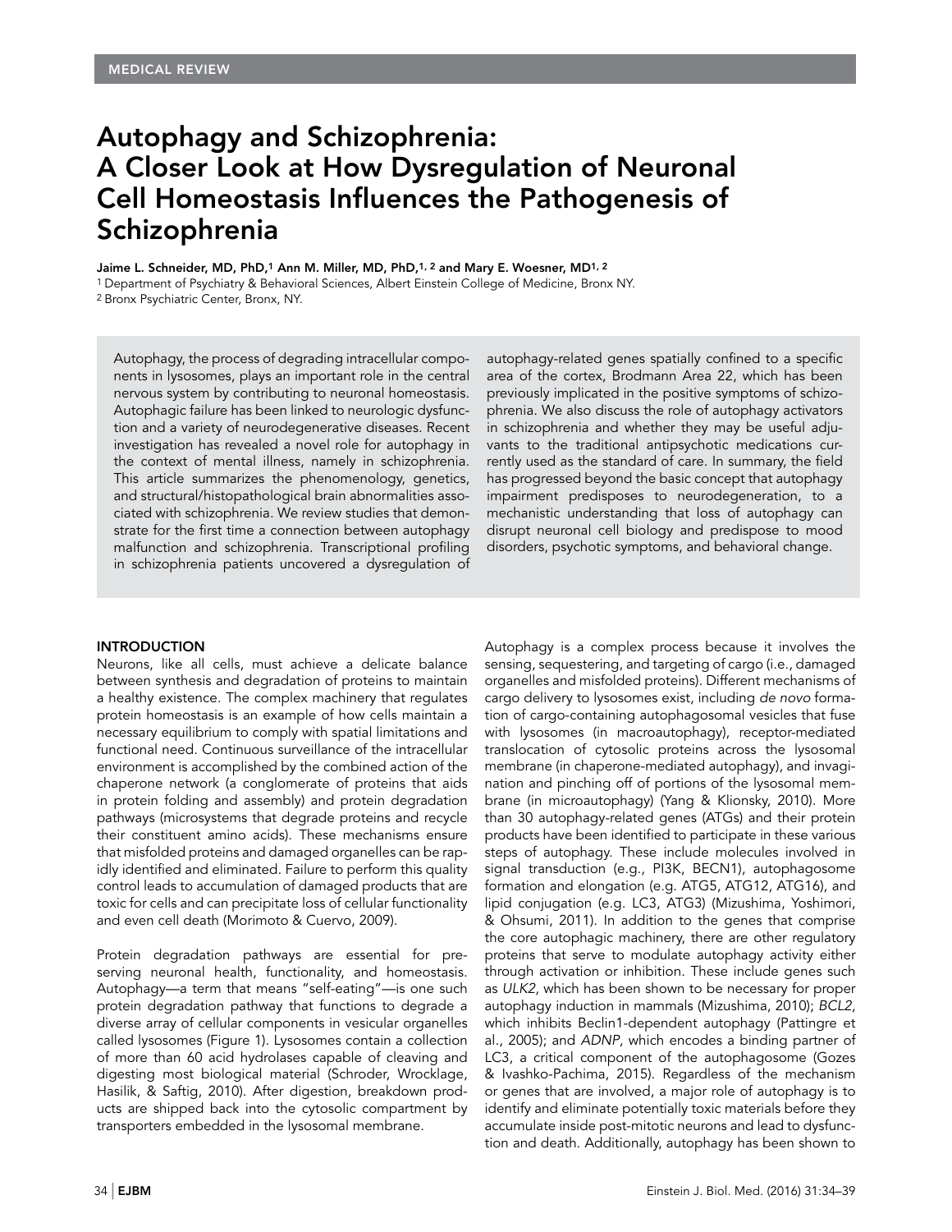MEDICAL REVIEW

# Autophagy and Schizophrenia: A Closer Look at How Dysregulation of Neuronal Cell Homeostasis Influences the Pathogenesis of Schizophrenia

**Jaime L. Schneider, MD, PhD,[1] Ann M. Miller, MD, PhD,[1,2] and Mary E. Woesner, MD[1,2]**

[1] Department of Psychiatry & Behavioral Sciences, Albert Einstein College of Medicine, Bronx NY.
[2] Bronx Psychiatric Center, Bronx, NY.

Autophagy, the process of degrading intracellular components in lysosomes, plays an important role in the central nervous system by contributing to neuronal homeostasis. Autophagic failure has been linked to neurologic dysfunction and a variety of neurodegenerative diseases. Recent investigation has revealed a novel role for autophagy in the context of mental illness, namely in schizophrenia. This article summarizes the phenomenology, genetics, and structural/histopathological brain abnormalities associated with schizophrenia. We review studies that demonstrate for the first time a connection between autophagy malfunction and schizophrenia. Transcriptional profiling in schizophrenia patients uncovered a dysregulation of autophagy-related genes spatially confined to a specific area of the cortex, Brodmann Area 22, which has been previously implicated in the positive symptoms of schizophrenia. We also discuss the role of autophagy activators in schizophrenia and whether they may be useful adjuvants to the traditional antipsychotic medications currently used as the standard of care. In summary, the field has progressed beyond the basic concept that autophagy impairment predisposes to neurodegeneration, to a mechanistic understanding that loss of autophagy can disrupt neuronal cell biology and predispose to mood disorders, psychotic symptoms, and behavioral change.

## INTRODUCTION

Neurons, like all cells, must achieve a delicate balance between synthesis and degradation of proteins to maintain a healthy existence. The complex machinery that regulates protein homeostasis is an example of how cells maintain a necessary equilibrium to comply with spatial limitations and functional need. Continuous surveillance of the intracellular environment is accomplished by the combined action of the chaperone network (a conglomerate of proteins that aids in protein folding and assembly) and protein degradation pathways (microsystems that degrade proteins and recycle their constituent amino acids). These mechanisms ensure that misfolded proteins and damaged organelles can be rapidly identified and eliminated. Failure to perform this quality control leads to accumulation of damaged products that are toxic for cells and can precipitate loss of cellular functionality and even cell death (Morimoto & Cuervo, 2009).

Protein degradation pathways are essential for preserving neuronal health, functionality, and homeostasis. Autophagy—a term that means "self-eating"—is one such protein degradation pathway that functions to degrade a diverse array of cellular components in vesicular organelles called lysosomes (Figure 1). Lysosomes contain a collection of more than 60 acid hydrolases capable of cleaving and digesting most biological material (Schroder, Wrocklage, Hasilik, & Saftig, 2010). After digestion, breakdown products are shipped back into the cytosolic compartment by transporters embedded in the lysosomal membrane.

Autophagy is a complex process because it involves the sensing, sequestering, and targeting of cargo (i.e., damaged organelles and misfolded proteins). Different mechanisms of cargo delivery to lysosomes exist, including *de novo* formation of cargo-containing autophagosomal vesicles that fuse with lysosomes (in macroautophagy), receptor-mediated translocation of cytosolic proteins across the lysosomal membrane (in chaperone-mediated autophagy), and invagination and pinching off of portions of the lysosomal membrane (in microautophagy) (Yang & Klionsky, 2010). More than 30 autophagy-related genes (ATGs) and their protein products have been identified to participate in these various steps of autophagy. These include molecules involved in signal transduction (e.g., PI3K, BECN1), autophagosome formation and elongation (e.g. ATG5, ATG12, ATG16), and lipid conjugation (e.g. LC3, ATG3) (Mizushima, Yoshimori, & Ohsumi, 2011). In addition to the genes that comprise the core autophagic machinery, there are other regulatory proteins that serve to modulate autophagy activity either through activation or inhibition. These include genes such as *ULK2*, which has been shown to be necessary for proper autophagy induction in mammals (Mizushima, 2010); *BCL2*, which inhibits Beclin1-dependent autophagy (Pattingre et al., 2005); and *ADNP*, which encodes a binding partner of LC3, a critical component of the autophagosome (Gozes & Ivashko-Pachima, 2015). Regardless of the mechanism or genes that are involved, a major role of autophagy is to identify and eliminate potentially toxic materials before they accumulate inside post-mitotic neurons and lead to dysfunction and death. Additionally, autophagy has been shown to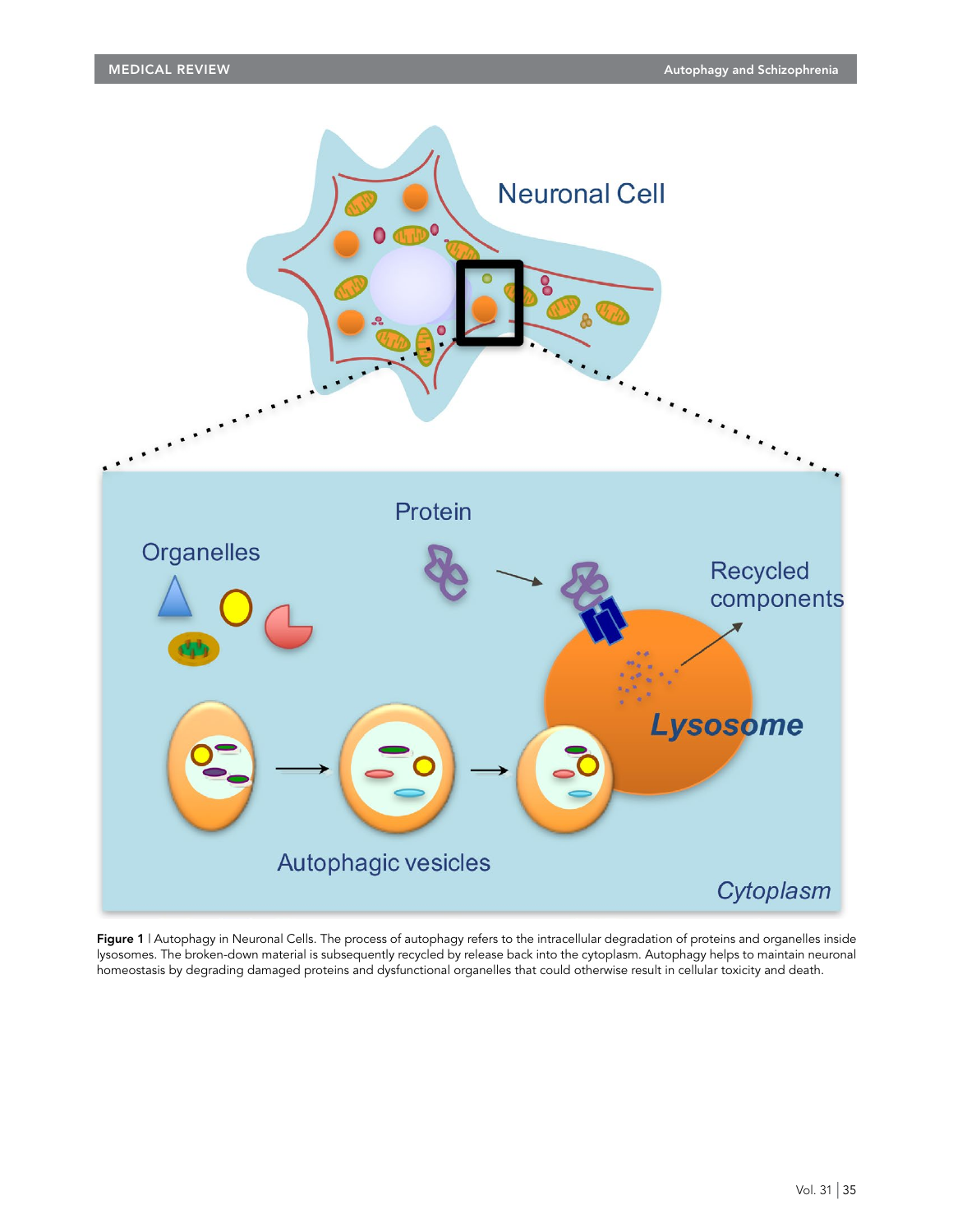**Figure 1** | Autophagy in Neuronal Cells. The process of autophagy refers to the intracellular degradation of proteins and organelles inside lysosomes. The broken-down material is subsequently recycled by release back into the cytoplasm. Autophagy helps to maintain neuronal homeostasis by degrading damaged proteins and dysfunctional organelles that could otherwise result in cellular toxicity and death.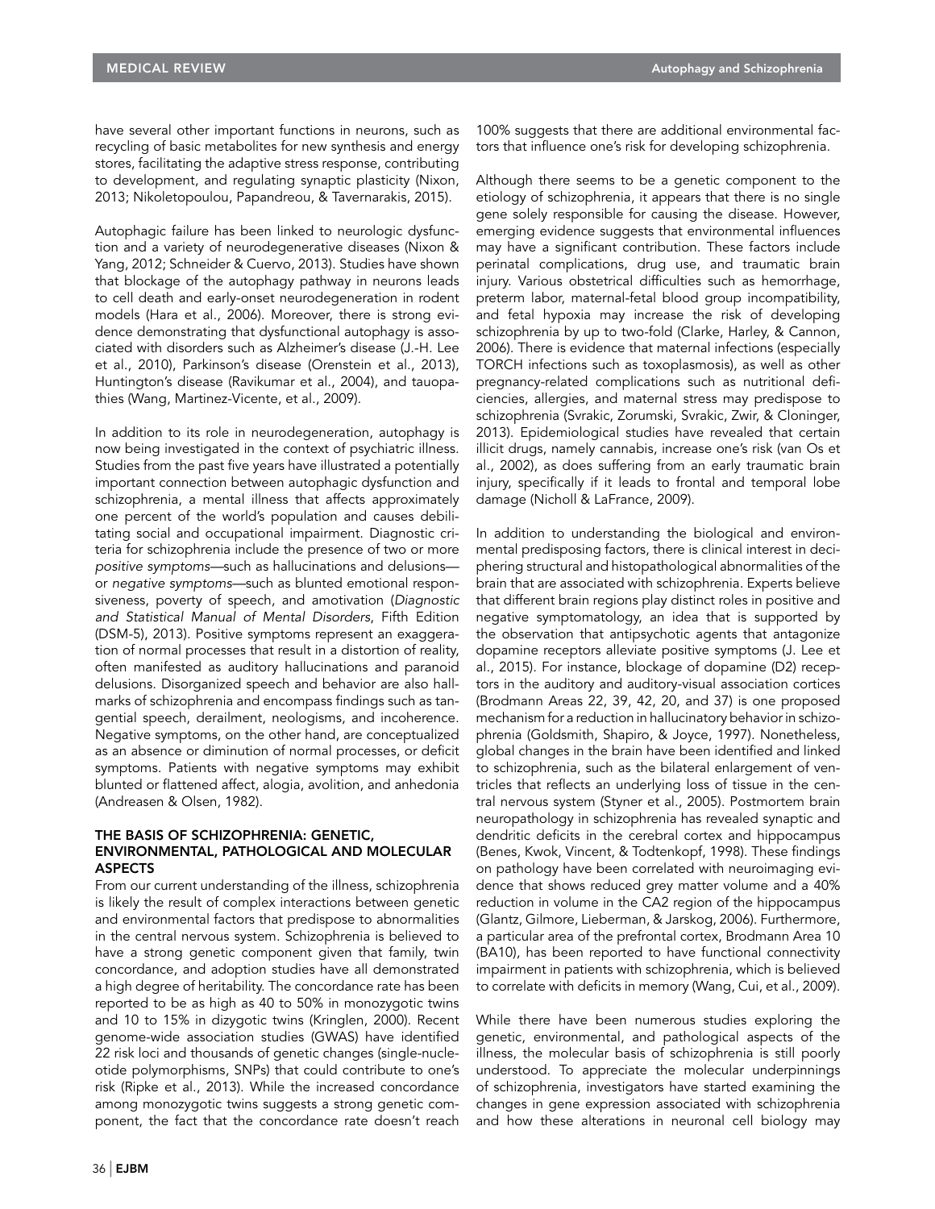have several other important functions in neurons, such as recycling of basic metabolites for new synthesis and energy stores, facilitating the adaptive stress response, contributing to development, and regulating synaptic plasticity (Nixon, 2013; Nikoletopoulou, Papandreou, & Tavernarakis, 2015).

Autophagic failure has been linked to neurologic dysfunction and a variety of neurodegenerative diseases (Nixon & Yang, 2012; Schneider & Cuervo, 2013). Studies have shown that blockage of the autophagy pathway in neurons leads to cell death and early-onset neurodegeneration in rodent models (Hara et al., 2006). Moreover, there is strong evidence demonstrating that dysfunctional autophagy is associated with disorders such as Alzheimer's disease (J.-H. Lee et al., 2010), Parkinson's disease (Orenstein et al., 2013), Huntington's disease (Ravikumar et al., 2004), and tauopathies (Wang, Martinez-Vicente, et al., 2009).

In addition to its role in neurodegeneration, autophagy is now being investigated in the context of psychiatric illness. Studies from the past five years have illustrated a potentially important connection between autophagic dysfunction and schizophrenia, a mental illness that affects approximately one percent of the world's population and causes debilitating social and occupational impairment. Diagnostic criteria for schizophrenia include the presence of two or more *positive symptoms*—such as hallucinations and delusions—or *negative symptoms*—such as blunted emotional responsiveness, poverty of speech, and amotivation (*Diagnostic and Statistical Manual of Mental Disorders*, Fifth Edition (DSM-5), 2013). Positive symptoms represent an exaggeration of normal processes that result in a distortion of reality, often manifested as auditory hallucinations and paranoid delusions. Disorganized speech and behavior are also hallmarks of schizophrenia and encompass findings such as tangential speech, derailment, neologisms, and incoherence. Negative symptoms, on the other hand, are conceptualized as an absence or diminution of normal processes, or deficit symptoms. Patients with negative symptoms may exhibit blunted or flattened affect, alogia, avolition, and anhedonia (Andreasen & Olsen, 1982).

## THE BASIS OF SCHIZOPHRENIA: GENETIC, ENVIRONMENTAL, PATHOLOGICAL AND MOLECULAR ASPECTS

From our current understanding of the illness, schizophrenia is likely the result of complex interactions between genetic and environmental factors that predispose to abnormalities in the central nervous system. Schizophrenia is believed to have a strong genetic component given that family, twin concordance, and adoption studies have all demonstrated a high degree of heritability. The concordance rate has been reported to be as high as 40 to 50% in monozygotic twins and 10 to 15% in dizygotic twins (Kringlen, 2000). Recent genome-wide association studies (GWAS) have identified 22 risk loci and thousands of genetic changes (single-nucleotide polymorphisms, SNPs) that could contribute to one's risk (Ripke et al., 2013). While the increased concordance among monozygotic twins suggests a strong genetic component, the fact that the concordance rate doesn't reach 100% suggests that there are additional environmental factors that influence one's risk for developing schizophrenia.

Although there seems to be a genetic component to the etiology of schizophrenia, it appears that there is no single gene solely responsible for causing the disease. However, emerging evidence suggests that environmental influences may have a significant contribution. These factors include perinatal complications, drug use, and traumatic brain injury. Various obstetrical difficulties such as hemorrhage, preterm labor, maternal-fetal blood group incompatibility, and fetal hypoxia may increase the risk of developing schizophrenia by up to two-fold (Clarke, Harley, & Cannon, 2006). There is evidence that maternal infections (especially TORCH infections such as toxoplasmosis), as well as other pregnancy-related complications such as nutritional deficiencies, allergies, and maternal stress may predispose to schizophrenia (Svrakic, Zorumski, Svrakic, Zwir, & Cloninger, 2013). Epidemiological studies have revealed that certain illicit drugs, namely cannabis, increase one's risk (van Os et al., 2002), as does suffering from an early traumatic brain injury, specifically if it leads to frontal and temporal lobe damage (Nicholl & LaFrance, 2009).

In addition to understanding the biological and environmental predisposing factors, there is clinical interest in deciphering structural and histopathological abnormalities of the brain that are associated with schizophrenia. Experts believe that different brain regions play distinct roles in positive and negative symptomatology, an idea that is supported by the observation that antipsychotic agents that antagonize dopamine receptors alleviate positive symptoms (J. Lee et al., 2015). For instance, blockage of dopamine (D2) receptors in the auditory and auditory-visual association cortices (Brodmann Areas 22, 39, 42, 20, and 37) is one proposed mechanism for a reduction in hallucinatory behavior in schizophrenia (Goldsmith, Shapiro, & Joyce, 1997). Nonetheless, global changes in the brain have been identified and linked to schizophrenia, such as the bilateral enlargement of ventricles that reflects an underlying loss of tissue in the central nervous system (Styner et al., 2005). Postmortem brain neuropathology in schizophrenia has revealed synaptic and dendritic deficits in the cerebral cortex and hippocampus (Benes, Kwok, Vincent, & Todtenkopf, 1998). These findings on pathology have been correlated with neuroimaging evidence that shows reduced grey matter volume and a 40% reduction in volume in the CA2 region of the hippocampus (Glantz, Gilmore, Lieberman, & Jarskog, 2006). Furthermore, a particular area of the prefrontal cortex, Brodmann Area 10 (BA10), has been reported to have functional connectivity impairment in patients with schizophrenia, which is believed to correlate with deficits in memory (Wang, Cui, et al., 2009).

While there have been numerous studies exploring the genetic, environmental, and pathological aspects of the illness, the molecular basis of schizophrenia is still poorly understood. To appreciate the molecular underpinnings of schizophrenia, investigators have started examining the changes in gene expression associated with schizophrenia and how these alterations in neuronal cell biology may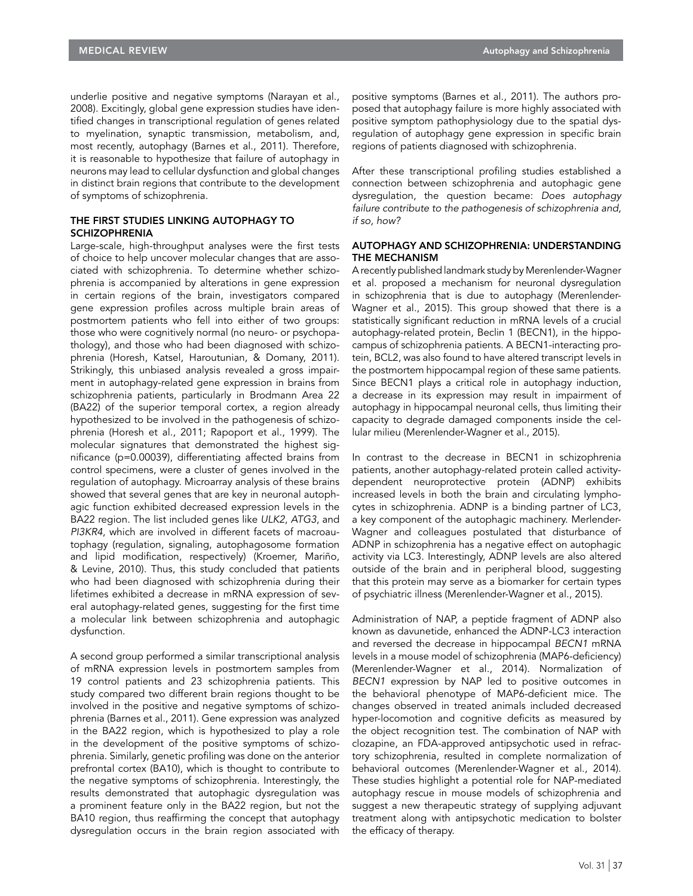underlie positive and negative symptoms (Narayan et al., 2008). Excitingly, global gene expression studies have identified changes in transcriptional regulation of genes related to myelination, synaptic transmission, metabolism, and, most recently, autophagy (Barnes et al., 2011). Therefore, it is reasonable to hypothesize that failure of autophagy in neurons may lead to cellular dysfunction and global changes in distinct brain regions that contribute to the development of symptoms of schizophrenia.

### THE FIRST STUDIES LINKING AUTOPHAGY TO SCHIZOPHRENIA

Large-scale, high-throughput analyses were the first tests of choice to help uncover molecular changes that are associated with schizophrenia. To determine whether schizophrenia is accompanied by alterations in gene expression in certain regions of the brain, investigators compared gene expression profiles across multiple brain areas of postmortem patients who fell into either of two groups: those who were cognitively normal (no neuro- or psychopathology), and those who had been diagnosed with schizophrenia (Horesh, Katsel, Haroutunian, & Domany, 2011). Strikingly, this unbiased analysis revealed a gross impairment in autophagy-related gene expression in brains from schizophrenia patients, particularly in Brodmann Area 22 (BA22) of the superior temporal cortex, a region already hypothesized to be involved in the pathogenesis of schizophrenia (Horesh et al., 2011; Rapoport et al., 1999). The molecular signatures that demonstrated the highest significance ($p=0.00039$), differentiating affected brains from control specimens, were a cluster of genes involved in the regulation of autophagy. Microarray analysis of these brains showed that several genes that are key in neuronal autophagic function exhibited decreased expression levels in the BA22 region. The list included genes like *ULK2*, *ATG3*, and *PI3KR4*, which are involved in different facets of macroautophagy (regulation, signaling, autophagosome formation and lipid modification, respectively) (Kroemer, Mariño, & Levine, 2010). Thus, this study concluded that patients who had been diagnosed with schizophrenia during their lifetimes exhibited a decrease in mRNA expression of several autophagy-related genes, suggesting for the first time a molecular link between schizophrenia and autophagic dysfunction.

A second group performed a similar transcriptional analysis of mRNA expression levels in postmortem samples from 19 control patients and 23 schizophrenia patients. This study compared two different brain regions thought to be involved in the positive and negative symptoms of schizophrenia (Barnes et al., 2011). Gene expression was analyzed in the BA22 region, which is hypothesized to play a role in the development of the positive symptoms of schizophrenia. Similarly, genetic profiling was done on the anterior prefrontal cortex (BA10), which is thought to contribute to the negative symptoms of schizophrenia. Interestingly, the results demonstrated that autophagic dysregulation was a prominent feature only in the BA22 region, but not the BA10 region, thus reaffirming the concept that autophagy dysregulation occurs in the brain region associated with positive symptoms (Barnes et al., 2011). The authors proposed that autophagy failure is more highly associated with positive symptom pathophysiology due to the spatial dysregulation of autophagy gene expression in specific brain regions of patients diagnosed with schizophrenia.

After these transcriptional profiling studies established a connection between schizophrenia and autophagic gene dysregulation, the question became: *Does autophagy failure contribute to the pathogenesis of schizophrenia and, if so, how?*

### AUTOPHAGY AND SCHIZOPHRENIA: UNDERSTANDING THE MECHANISM

A recently published landmark study by Merenlender-Wagner et al. proposed a mechanism for neuronal dysregulation in schizophrenia that is due to autophagy (Merenlender-Wagner et al., 2015). This group showed that there is a statistically significant reduction in mRNA levels of a crucial autophagy-related protein, Beclin 1 (BECN1), in the hippocampus of schizophrenia patients. A BECN1-interacting protein, BCL2, was also found to have altered transcript levels in the postmortem hippocampal region of these same patients. Since BECN1 plays a critical role in autophagy induction, a decrease in its expression may result in impairment of autophagy in hippocampal neuronal cells, thus limiting their capacity to degrade damaged components inside the cellular milieu (Merenlender-Wagner et al., 2015).

In contrast to the decrease in BECN1 in schizophrenia patients, another autophagy-related protein called activity-dependent neuroprotective protein (ADNP) exhibits increased levels in both the brain and circulating lymphocytes in schizophrenia. ADNP is a binding partner of LC3, a key component of the autophagic machinery. Merlender-Wagner and colleagues postulated that disturbance of ADNP in schizophrenia has a negative effect on autophagic activity via LC3. Interestingly, ADNP levels are also altered outside of the brain and in peripheral blood, suggesting that this protein may serve as a biomarker for certain types of psychiatric illness (Merenlender-Wagner et al., 2015).

Administration of NAP, a peptide fragment of ADNP also known as davunetide, enhanced the ADNP-LC3 interaction and reversed the decrease in hippocampal *BECN1* mRNA levels in a mouse model of schizophrenia (MAP6-deficiency) (Merenlender-Wagner et al., 2014). Normalization of *BECN1* expression by NAP led to positive outcomes in the behavioral phenotype of MAP6-deficient mice. The changes observed in treated animals included decreased hyper-locomotion and cognitive deficits as measured by the object recognition test. The combination of NAP with clozapine, an FDA-approved antipsychotic used in refractory schizophrenia, resulted in complete normalization of behavioral outcomes (Merenlender-Wagner et al., 2014). These studies highlight a potential role for NAP-mediated autophagy rescue in mouse models of schizophrenia and suggest a new therapeutic strategy of supplying adjuvant treatment along with antipsychotic medication to bolster the efficacy of therapy.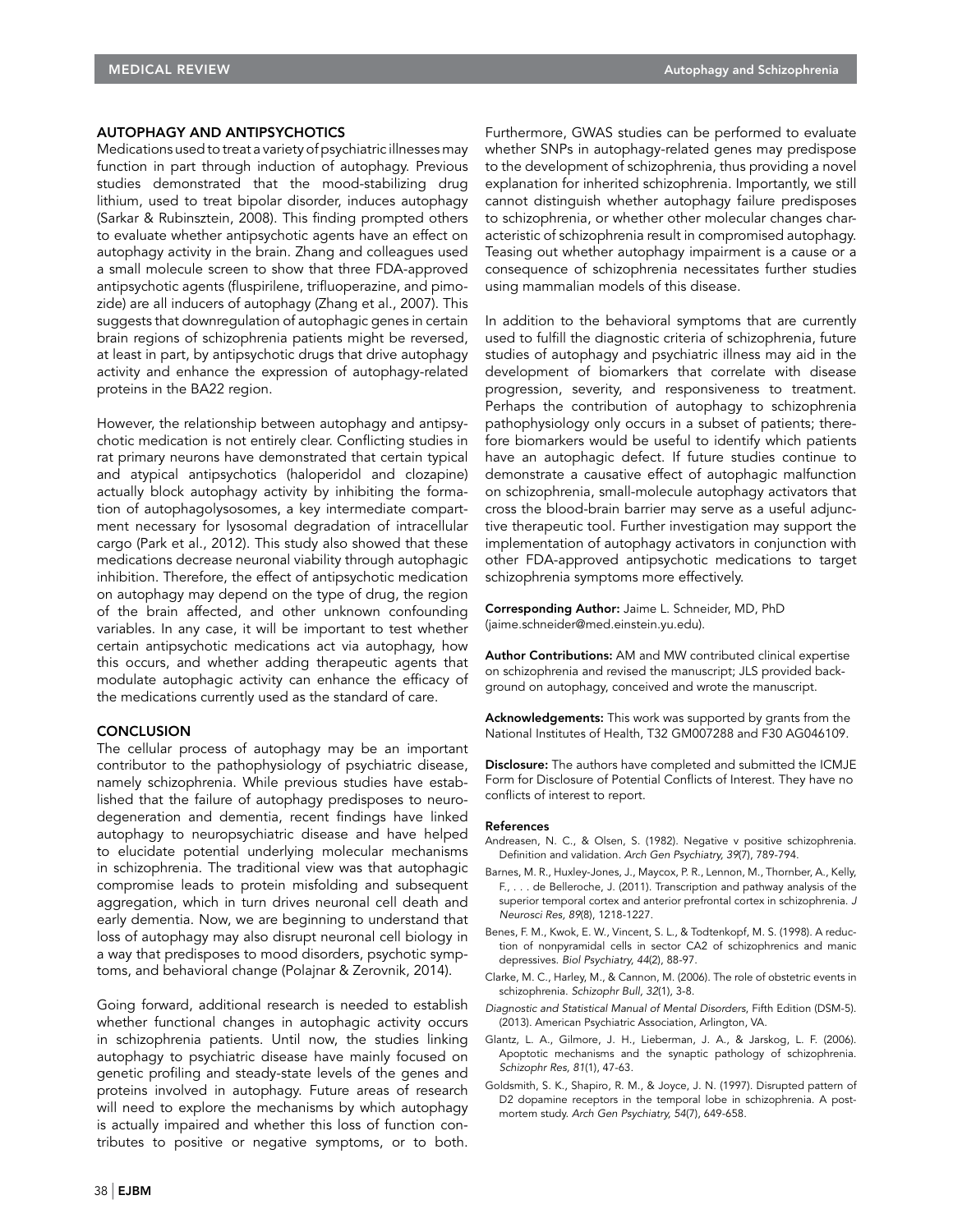## AUTOPHAGY AND ANTIPSYCHOTICS

Medications used to treat a variety of psychiatric illnesses may function in part through induction of autophagy. Previous studies demonstrated that the mood-stabilizing drug lithium, used to treat bipolar disorder, induces autophagy (Sarkar & Rubinsztein, 2008). This finding prompted others to evaluate whether antipsychotic agents have an effect on autophagy activity in the brain. Zhang and colleagues used a small molecule screen to show that three FDA-approved antipsychotic agents (fluspirilene, trifluoperazine, and pimozide) are all inducers of autophagy (Zhang et al., 2007). This suggests that downregulation of autophagic genes in certain brain regions of schizophrenia patients might be reversed, at least in part, by antipsychotic drugs that drive autophagy activity and enhance the expression of autophagy-related proteins in the BA22 region.

However, the relationship between autophagy and antipsychotic medication is not entirely clear. Conflicting studies in rat primary neurons have demonstrated that certain typical and atypical antipsychotics (haloperidol and clozapine) actually block autophagy activity by inhibiting the formation of autophagolysosomes, a key intermediate compartment necessary for lysosomal degradation of intracellular cargo (Park et al., 2012). This study also showed that these medications decrease neuronal viability through autophagic inhibition. Therefore, the effect of antipsychotic medication on autophagy may depend on the type of drug, the region of the brain affected, and other unknown confounding variables. In any case, it will be important to test whether certain antipsychotic medications act via autophagy, how this occurs, and whether adding therapeutic agents that modulate autophagic activity can enhance the efficacy of the medications currently used as the standard of care.

## CONCLUSION

The cellular process of autophagy may be an important contributor to the pathophysiology of psychiatric disease, namely schizophrenia. While previous studies have established that the failure of autophagy predisposes to neurodegeneration and dementia, recent findings have linked autophagy to neuropsychiatric disease and have helped to elucidate potential underlying molecular mechanisms in schizophrenia. The traditional view was that autophagic compromise leads to protein misfolding and subsequent aggregation, which in turn drives neuronal cell death and early dementia. Now, we are beginning to understand that loss of autophagy may also disrupt neuronal cell biology in a way that predisposes to mood disorders, psychotic symptoms, and behavioral change (Polajnar & Zerovnik, 2014).

Going forward, additional research is needed to establish whether functional changes in autophagic activity occurs in schizophrenia patients. Until now, the studies linking autophagy to psychiatric disease have mainly focused on genetic profiling and steady-state levels of the genes and proteins involved in autophagy. Future areas of research will need to explore the mechanisms by which autophagy is actually impaired and whether this loss of function contributes to positive or negative symptoms, or to both. Furthermore, GWAS studies can be performed to evaluate whether SNPs in autophagy-related genes may predispose to the development of schizophrenia, thus providing a novel explanation for inherited schizophrenia. Importantly, we still cannot distinguish whether autophagy failure predisposes to schizophrenia, or whether other molecular changes characteristic of schizophrenia result in compromised autophagy. Teasing out whether autophagy impairment is a cause or a consequence of schizophrenia necessitates further studies using mammalian models of this disease.

In addition to the behavioral symptoms that are currently used to fulfill the diagnostic criteria of schizophrenia, future studies of autophagy and psychiatric illness may aid in the development of biomarkers that correlate with disease progression, severity, and responsiveness to treatment. Perhaps the contribution of autophagy to schizophrenia pathophysiology only occurs in a subset of patients; therefore biomarkers would be useful to identify which patients have an autophagic defect. If future studies continue to demonstrate a causative effect of autophagic malfunction on schizophrenia, small-molecule autophagy activators that cross the blood-brain barrier may serve as a useful adjunctive therapeutic tool. Further investigation may support the implementation of autophagy activators in conjunction with other FDA-approved antipsychotic medications to target schizophrenia symptoms more effectively.

**Corresponding Author:** Jaime L. Schneider, MD, PhD (jaime.schneider@med.einstein.yu.edu).

**Author Contributions:** AM and MW contributed clinical expertise on schizophrenia and revised the manuscript; JLS provided background on autophagy, conceived and wrote the manuscript.

**Acknowledgements:** This work was supported by grants from the National Institutes of Health, T32 GM007288 and F30 AG046109.

**Disclosure:** The authors have completed and submitted the ICMJE Form for Disclosure of Potential Conflicts of Interest. They have no conflicts of interest to report.

### References

Andreasen, N. C., & Olsen, S. (1982). Negative v positive schizophrenia. Definition and validation. *Arch Gen Psychiatry, 39*(7), 789-794.

Barnes, M. R., Huxley-Jones, J., Maycox, P. R., Lennon, M., Thornber, A., Kelly, F., . . . de Belleroche, J. (2011). Transcription and pathway analysis of the superior temporal cortex and anterior prefrontal cortex in schizophrenia. *J Neurosci Res, 89*(8), 1218-1227.

Benes, F. M., Kwok, E. W., Vincent, S. L., & Todtenkopf, M. S. (1998). A reduction of nonpyramidal cells in sector CA2 of schizophrenics and manic depressives. *Biol Psychiatry, 44*(2), 88-97.

Clarke, M. C., Harley, M., & Cannon, M. (2006). The role of obstetric events in schizophrenia. *Schizophr Bull, 32*(1), 3-8.

*Diagnostic and Statistical Manual of Mental Disorders*, Fifth Edition (DSM-5). (2013). American Psychiatric Association, Arlington, VA.

Glantz, L. A., Gilmore, J. H., Lieberman, J. A., & Jarskog, L. F. (2006). Apoptotic mechanisms and the synaptic pathology of schizophrenia. *Schizophr Res, 81*(1), 47-63.

Goldsmith, S. K., Shapiro, R. M., & Joyce, J. N. (1997). Disrupted pattern of D2 dopamine receptors in the temporal lobe in schizophrenia. A postmortem study. *Arch Gen Psychiatry, 54*(7), 649-658.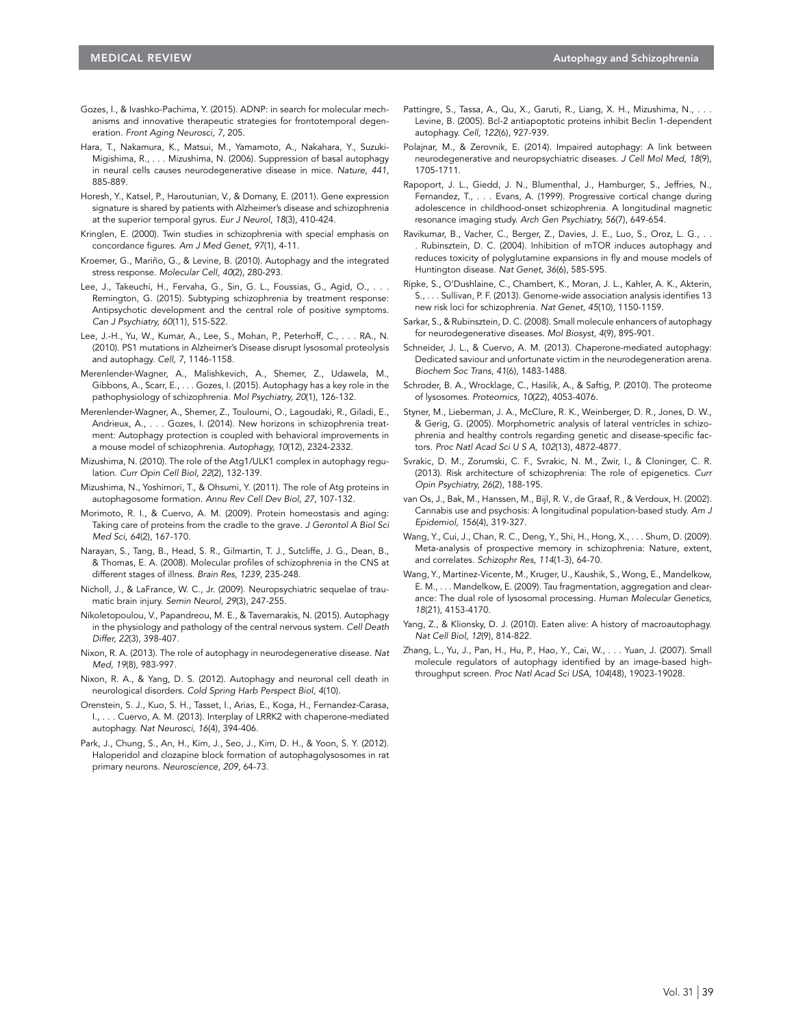Gozes, I., & Ivashko-Pachima, Y. (2015). ADNP: in search for molecular mechanisms and innovative therapeutic strategies for frontotemporal degeneration. *Front Aging Neurosci, 7*, 205.

Hara, T., Nakamura, K., Matsui, M., Yamamoto, A., Nakahara, Y., Suzuki-Migishima, R., . . . Mizushima, N. (2006). Suppression of basal autophagy in neural cells causes neurodegenerative disease in mice. *Nature, 441*, 885-889.

Horesh, Y., Katsel, P., Haroutunian, V., & Domany, E. (2011). Gene expression signature is shared by patients with Alzheimer's disease and schizophrenia at the superior temporal gyrus. *Eur J Neurol, 18*(3), 410-424.

Kringlen, E. (2000). Twin studies in schizophrenia with special emphasis on concordance figures. *Am J Med Genet, 97*(1), 4-11.

Kroemer, G., Mariño, G., & Levine, B. (2010). Autophagy and the integrated stress response. *Molecular Cell, 40*(2), 280-293.

Lee, J., Takeuchi, H., Fervaha, G., Sin, G. L., Foussias, G., Agid, O., . . . Remington, G. (2015). Subtyping schizophrenia by treatment response: Antipsychotic development and the central role of positive symptoms. *Can J Psychiatry, 60*(11), 515-522.

Lee, J.-H., Yu, W., Kumar, A., Lee, S., Mohan, P., Peterhoff, C., . . . RA., N. (2010). PS1 mutations in Alzheimer's Disease disrupt lysosomal proteolysis and autophagy. *Cell, 7*, 1146-1158.

Merenlender-Wagner, A., Malishkevich, A., Shemer, Z., Udawela, M., Gibbons, A., Scarr, E., . . . Gozes, I. (2015). Autophagy has a key role in the pathophysiology of schizophrenia. *Mol Psychiatry, 20*(1), 126-132.

Merenlender-Wagner, A., Shemer, Z., Touloumi, O., Lagoudaki, R., Giladi, E., Andrieux, A., . . . Gozes, I. (2014). New horizons in schizophrenia treatment: Autophagy protection is coupled with behavioral improvements in a mouse model of schizophrenia. *Autophagy, 10*(12), 2324-2332.

Mizushima, N. (2010). The role of the Atg1/ULK1 complex in autophagy regulation. *Curr Opin Cell Biol, 22*(2), 132-139.

Mizushima, N., Yoshimori, T., & Ohsumi, Y. (2011). The role of Atg proteins in autophagosome formation. *Annu Rev Cell Dev Biol, 27*, 107-132.

Morimoto, R. I., & Cuervo, A. M. (2009). Protein homeostasis and aging: Taking care of proteins from the cradle to the grave. *J Gerontol A Biol Sci Med Sci, 64*(2), 167-170.

Narayan, S., Tang, B., Head, S. R., Gilmartin, T. J., Sutcliffe, J. G., Dean, B., & Thomas, E. A. (2008). Molecular profiles of schizophrenia in the CNS at different stages of illness. *Brain Res, 1239*, 235-248.

Nicholl, J., & LaFrance, W. C., Jr. (2009). Neuropsychiatric sequelae of traumatic brain injury. *Semin Neurol, 29*(3), 247-255.

Nikoletopoulou, V., Papandreou, M. E., & Tavernarakis, N. (2015). Autophagy in the physiology and pathology of the central nervous system. *Cell Death Differ, 22*(3), 398-407.

Nixon, R. A. (2013). The role of autophagy in neurodegenerative disease. *Nat Med, 19*(8), 983-997.

Nixon, R. A., & Yang, D. S. (2012). Autophagy and neuronal cell death in neurological disorders. *Cold Spring Harb Perspect Biol, 4*(10).

Orenstein, S. J., Kuo, S. H., Tasset, I., Arias, E., Koga, H., Fernandez-Carasa, I., . . . Cuervo, A. M. (2013). Interplay of LRRK2 with chaperone-mediated autophagy. *Nat Neurosci, 16*(4), 394-406.

Park, J., Chung, S., An, H., Kim, J., Seo, J., Kim, D. H., & Yoon, S. Y. (2012). Haloperidol and clozapine block formation of autophagolysosomes in rat primary neurons. *Neuroscience, 209*, 64-73.

Pattingre, S., Tassa, A., Qu, X., Garuti, R., Liang, X. H., Mizushima, N., . . . Levine, B. (2005). Bcl-2 antiapoptotic proteins inhibit Beclin 1-dependent autophagy. *Cell, 122*(6), 927-939.

Polajnar, M., & Zerovnik, E. (2014). Impaired autophagy: A link between neurodegenerative and neuropsychiatric diseases. *J Cell Mol Med, 18*(9), 1705-1711.

Rapoport, J. L., Giedd, J. N., Blumenthal, J., Hamburger, S., Jeffries, N., Fernandez, T., . . . Evans, A. (1999). Progressive cortical change during adolescence in childhood-onset schizophrenia. A longitudinal magnetic resonance imaging study. *Arch Gen Psychiatry, 56*(7), 649-654.

Ravikumar, B., Vacher, C., Berger, Z., Davies, J. E., Luo, S., Oroz, L. G., . . . Rubinsztein, D. C. (2004). Inhibition of mTOR induces autophagy and reduces toxicity of polyglutamine expansions in fly and mouse models of Huntington disease. *Nat Genet, 36*(6), 585-595.

Ripke, S., O'Dushlaine, C., Chambert, K., Moran, J. L., Kahler, A. K., Akterin, S., . . . Sullivan, P. F. (2013). Genome-wide association analysis identifies 13 new risk loci for schizophrenia. *Nat Genet, 45*(10), 1150-1159.

Sarkar, S., & Rubinsztein, D. C. (2008). Small molecule enhancers of autophagy for neurodegenerative diseases. *Mol Biosyst, 4*(9), 895-901.

Schneider, J. L., & Cuervo, A. M. (2013). Chaperone-mediated autophagy: Dedicated saviour and unfortunate victim in the neurodegeneration arena. *Biochem Soc Trans, 41*(6), 1483-1488.

Schroder, B. A., Wrocklage, C., Hasilik, A., & Saftig, P. (2010). The proteome of lysosomes. *Proteomics, 10*(22), 4053-4076.

Styner, M., Lieberman, J. A., McClure, R. K., Weinberger, D. R., Jones, D. W., & Gerig, G. (2005). Morphometric analysis of lateral ventricles in schizophrenia and healthy controls regarding genetic and disease-specific factors. *Proc Natl Acad Sci U S A, 102*(13), 4872-4877.

Svrakic, D. M., Zorumski, C. F., Svrakic, N. M., Zwir, I., & Cloninger, C. R. (2013). Risk architecture of schizophrenia: The role of epigenetics. *Curr Opin Psychiatry, 26*(2), 188-195.

van Os, J., Bak, M., Hanssen, M., Bijl, R. V., de Graaf, R., & Verdoux, H. (2002). Cannabis use and psychosis: A longitudinal population-based study. *Am J Epidemiol, 156*(4), 319-327.

Wang, Y., Cui, J., Chan, R. C., Deng, Y., Shi, H., Hong, X., . . . Shum, D. (2009). Meta-analysis of prospective memory in schizophrenia: Nature, extent, and correlates. *Schizophr Res, 114*(1-3), 64-70.

Wang, Y., Martinez-Vicente, M., Kruger, U., Kaushik, S., Wong, E., Mandelkow, E. M., . . . Mandelkow, E. (2009). Tau fragmentation, aggregation and clearance: The dual role of lysosomal processing. *Human Molecular Genetics, 18*(21), 4153-4170.

Yang, Z., & Klionsky, D. J. (2010). Eaten alive: A history of macroautophagy. *Nat Cell Biol, 12*(9), 814-822.

Zhang, L., Yu, J., Pan, H., Hu, P., Hao, Y., Cai, W., . . . Yuan, J. (2007). Small molecule regulators of autophagy identified by an image-based high-throughput screen. *Proc Natl Acad Sci USA, 104*(48), 19023-19028.